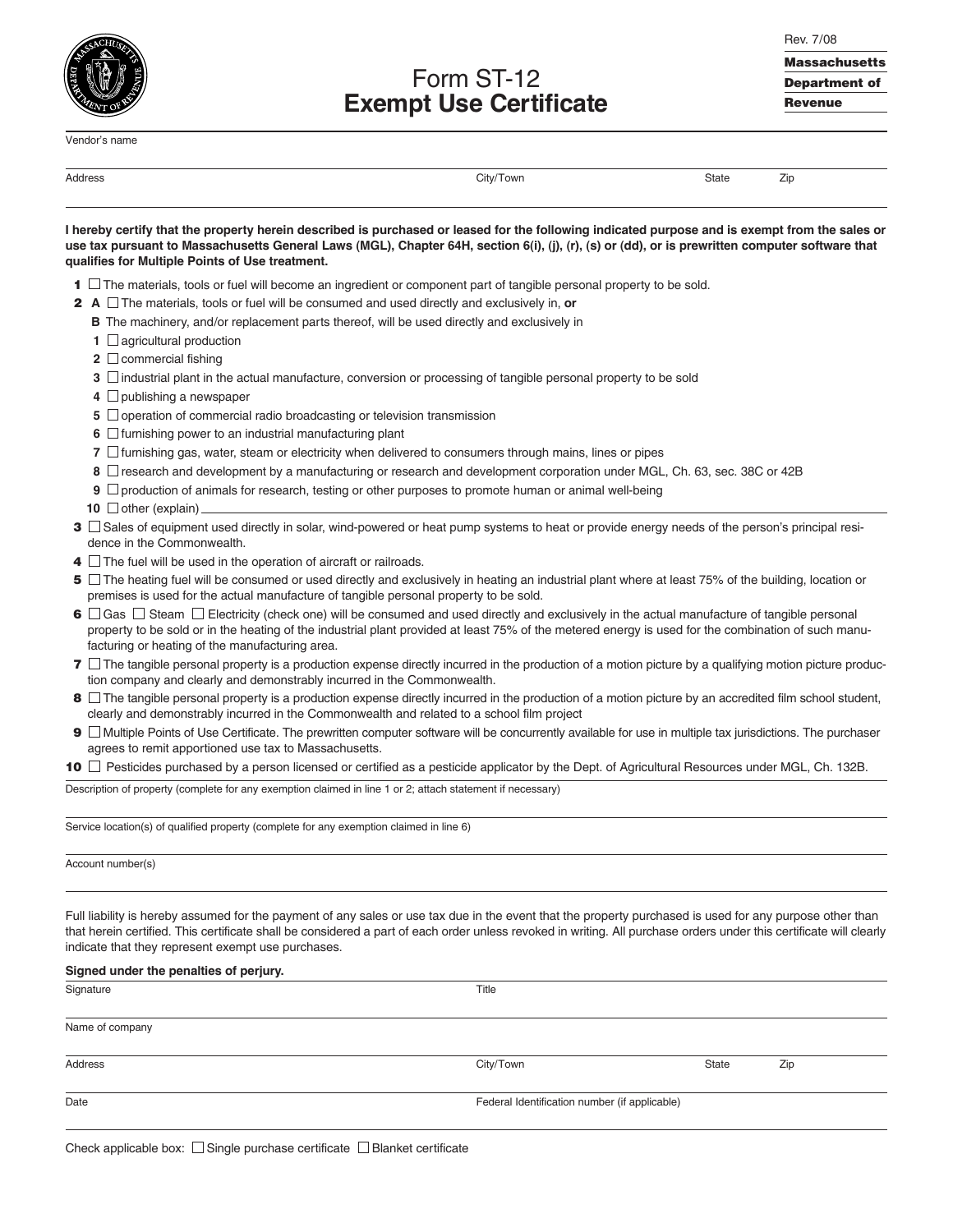Rev. 7/08

**Massachusetts Department of Revenue**

# Form ST-12
# Exempt Use Certificate

Vendor's name

Address | City/Town | State | Zip

**I hereby certify that the property herein described is purchased or leased for the following indicated purpose and is exempt from the sales or use tax pursuant to Massachusetts General Laws (MGL), Chapter 64H, section 6(i), (j), (r), (s) or (dd), or is prewritten computer software that qualifies for Multiple Points of Use treatment.**

**1** ☐ The materials, tools or fuel will become an ingredient or component part of tangible personal property to be sold.

**2 A** ☐ The materials, tools or fuel will be consumed and used directly and exclusively in, **or**

**B** The machinery, and/or replacement parts thereof, will be used directly and exclusively in

- **1** ☐ agricultural production
- **2** ☐ commercial fishing
- **3** ☐ industrial plant in the actual manufacture, conversion or processing of tangible personal property to be sold
- **4** ☐ publishing a newspaper
- **5** ☐ operation of commercial radio broadcasting or television transmission
- **6** ☐ furnishing power to an industrial manufacturing plant
- **7** ☐ furnishing gas, water, steam or electricity when delivered to consumers through mains, lines or pipes
- **8** ☐ research and development by a manufacturing or research and development corporation under MGL, Ch. 63, sec. 38C or 42B
- **9** ☐ production of animals for research, testing or other purposes to promote human or animal well-being
- **10** ☐ other (explain) \_\_\_\_\_\_\_\_\_\_

**3** ☐ Sales of equipment used directly in solar, wind-powered or heat pump systems to heat or provide energy needs of the person's principal residence in the Commonwealth.

**4** ☐ The fuel will be used in the operation of aircraft or railroads.

**5** ☐ The heating fuel will be consumed or used directly and exclusively in heating an industrial plant where at least 75% of the building, location or premises is used for the actual manufacture of tangible personal property to be sold.

**6** ☐ Gas ☐ Steam ☐ Electricity (check one) will be consumed and used directly and exclusively in the actual manufacture of tangible personal property to be sold or in the heating of the industrial plant provided at least 75% of the metered energy is used for the combination of such manufacturing or heating of the manufacturing area.

**7** ☐ The tangible personal property is a production expense directly incurred in the production of a motion picture by a qualifying motion picture production company and clearly and demonstrably incurred in the Commonwealth.

**8** ☐ The tangible personal property is a production expense directly incurred in the production of a motion picture by an accredited film school student, clearly and demonstrably incurred in the Commonwealth and related to a school film project

**9** ☐ Multiple Points of Use Certificate. The prewritten computer software will be concurrently available for use in multiple tax jurisdictions. The purchaser agrees to remit apportioned use tax to Massachusetts.

**10** ☐ Pesticides purchased by a person licensed or certified as a pesticide applicator by the Dept. of Agricultural Resources under MGL, Ch. 132B.

Description of property (complete for any exemption claimed in line 1 or 2; attach statement if necessary)

Service location(s) of qualified property (complete for any exemption claimed in line 6)

Account number(s)

Full liability is hereby assumed for the payment of any sales or use tax due in the event that the property purchased is used for any purpose other than that herein certified. This certificate shall be considered a part of each order unless revoked in writing. All purchase orders under this certificate will clearly indicate that they represent exempt use purchases.

**Signed under the penalties of perjury.**

Signature | Title

Name of company

Address | City/Town | State | Zip

Date | Federal Identification number (if applicable)

Check applicable box: ☐ Single purchase certificate ☐ Blanket certificate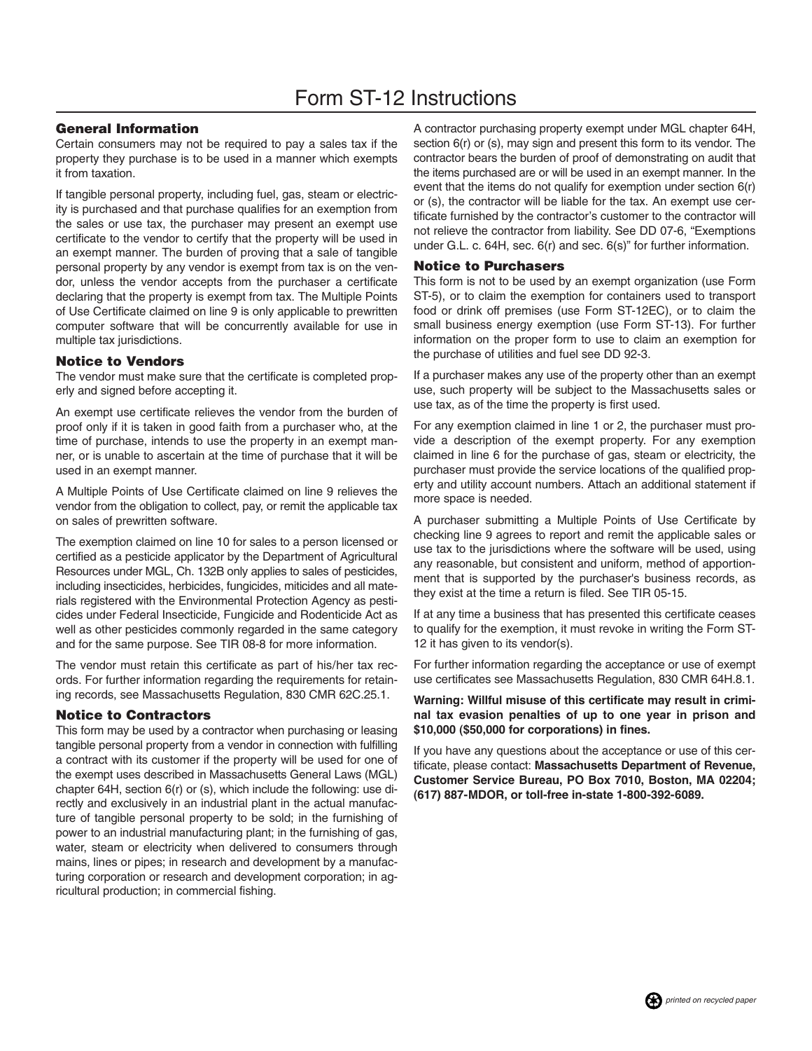# Form ST-12 Instructions

## General Information

Certain consumers may not be required to pay a sales tax if the property they purchase is to be used in a manner which exempts it from taxation.

If tangible personal property, including fuel, gas, steam or electricity is purchased and that purchase qualifies for an exemption from the sales or use tax, the purchaser may present an exempt use certificate to the vendor to certify that the property will be used in an exempt manner. The burden of proving that a sale of tangible personal property by any vendor is exempt from tax is on the vendor, unless the vendor accepts from the purchaser a certificate declaring that the property is exempt from tax. The Multiple Points of Use Certificate claimed on line 9 is only applicable to prewritten computer software that will be concurrently available for use in multiple tax jurisdictions.

## Notice to Vendors

The vendor must make sure that the certificate is completed properly and signed before accepting it.

An exempt use certificate relieves the vendor from the burden of proof only if it is taken in good faith from a purchaser who, at the time of purchase, intends to use the property in an exempt manner, or is unable to ascertain at the time of purchase that it will be used in an exempt manner.

A Multiple Points of Use Certificate claimed on line 9 relieves the vendor from the obligation to collect, pay, or remit the applicable tax on sales of prewritten software.

The exemption claimed on line 10 for sales to a person licensed or certified as a pesticide applicator by the Department of Agricultural Resources under MGL, Ch. 132B only applies to sales of pesticides, including insecticides, herbicides, fungicides, miticides and all materials registered with the Environmental Protection Agency as pesticides under Federal Insecticide, Fungicide and Rodenticide Act as well as other pesticides commonly regarded in the same category and for the same purpose. See TIR 08-8 for more information.

The vendor must retain this certificate as part of his/her tax records. For further information regarding the requirements for retaining records, see Massachusetts Regulation, 830 CMR 62C.25.1.

## Notice to Contractors

This form may be used by a contractor when purchasing or leasing tangible personal property from a vendor in connection with fulfilling a contract with its customer if the property will be used for one of the exempt uses described in Massachusetts General Laws (MGL) chapter 64H, section 6(r) or (s), which include the following: use directly and exclusively in an industrial plant in the actual manufacture of tangible personal property to be sold; in the furnishing of power to an industrial manufacturing plant; in the furnishing of gas, water, steam or electricity when delivered to consumers through mains, lines or pipes; in research and development by a manufacturing corporation or research and development corporation; in agricultural production; in commercial fishing.

A contractor purchasing property exempt under MGL chapter 64H, section 6(r) or (s), may sign and present this form to its vendor. The contractor bears the burden of proof of demonstrating on audit that the items purchased are or will be used in an exempt manner. In the event that the items do not qualify for exemption under section 6(r) or (s), the contractor will be liable for the tax. An exempt use certificate furnished by the contractor's customer to the contractor will not relieve the contractor from liability. See DD 07-6, "Exemptions under G.L. c. 64H, sec. 6(r) and sec. 6(s)" for further information.

## Notice to Purchasers

This form is not to be used by an exempt organization (use Form ST-5), or to claim the exemption for containers used to transport food or drink off premises (use Form ST-12EC), or to claim the small business energy exemption (use Form ST-13). For further information on the proper form to use to claim an exemption for the purchase of utilities and fuel see DD 92-3.

If a purchaser makes any use of the property other than an exempt use, such property will be subject to the Massachusetts sales or use tax, as of the time the property is first used.

For any exemption claimed in line 1 or 2, the purchaser must provide a description of the exempt property. For any exemption claimed in line 6 for the purchase of gas, steam or electricity, the purchaser must provide the service locations of the qualified property and utility account numbers. Attach an additional statement if more space is needed.

A purchaser submitting a Multiple Points of Use Certificate by checking line 9 agrees to report and remit the applicable sales or use tax to the jurisdictions where the software will be used, using any reasonable, but consistent and uniform, method of apportionment that is supported by the purchaser's business records, as they exist at the time a return is filed. See TIR 05-15.

If at any time a business that has presented this certificate ceases to qualify for the exemption, it must revoke in writing the Form ST-12 it has given to its vendor(s).

For further information regarding the acceptance or use of exempt use certificates see Massachusetts Regulation, 830 CMR 64H.8.1.

**Warning: Willful misuse of this certificate may result in criminal tax evasion penalties of up to one year in prison and $10,000 ($50,000 for corporations) in fines.**

If you have any questions about the acceptance or use of this certificate, please contact: **Massachusetts Department of Revenue, Customer Service Bureau, PO Box 7010, Boston, MA 02204; (617) 887-MDOR, or toll-free in-state 1-800-392-6089.**

printed on recycled paper